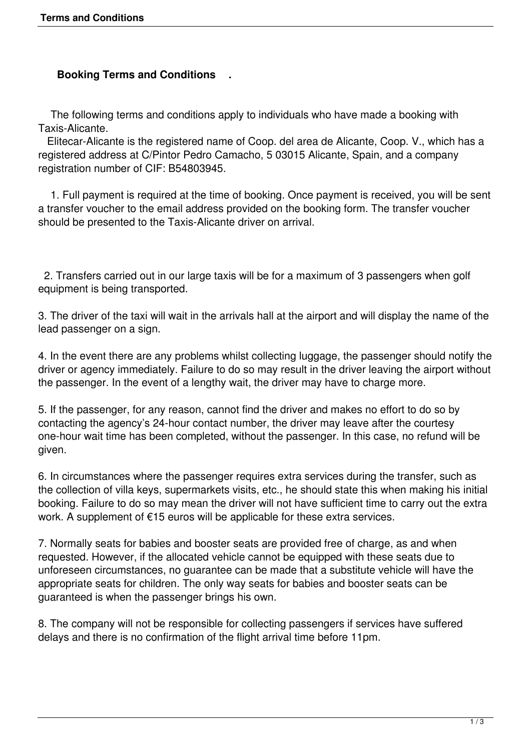## Booking Terms and Conditions .

The following terms and conditions apply to individuals who have made a booking with Taxis-Alicante.

Elitecar-Alicante is the registered name of Coop. del area de Alicante, Coop. V., which has a registered address at C/Pintor Pedro Camacho, 5 03015 Alicante, Spain, and a company registration number of CIF: B54803945.

1. Full payment is required at the time of booking. Once payment is received, you will be sent a transfer voucher to the email address provided on the booking form. The transfer voucher should be presented to the Taxis-Alicante driver on arrival.

2. Transfers carried out in our large taxis will be for a maximum of 3 passengers when golf equipment is being transported.

3. The driver of the taxi will wait in the arrivals hall at the airport and will display the name of the lead passenger on a sign.

4. In the event there are any problems whilst collecting luggage, the passenger should notify the driver or agency immediately. Failure to do so may result in the driver leaving the airport without the passenger. In the event of a lengthy wait, the driver may have to charge more.

5. If the passenger, for any reason, cannot find the driver and makes no effort to do so by contacting the agency's 24-hour contact number, the driver may leave after the courtesy one-hour wait time has been completed, without the passenger. In this case, no refund will be given.

6. In circumstances where the passenger requires extra services during the transfer, such as the collection of villa keys, supermarkets visits, etc., he should state this when making his initial booking. Failure to do so may mean the driver will not have sufficient time to carry out the extra work. A supplement of €15 euros will be applicable for these extra services.

7. Normally seats for babies and booster seats are provided free of charge, as and when requested. However, if the allocated vehicle cannot be equipped with these seats due to unforeseen circumstances, no guarantee can be made that a substitute vehicle will have the appropriate seats for children. The only way seats for babies and booster seats can be guaranteed is when the passenger brings his own.

8. The company will not be responsible for collecting passengers if services have suffered delays and there is no confirmation of the flight arrival time before 11pm.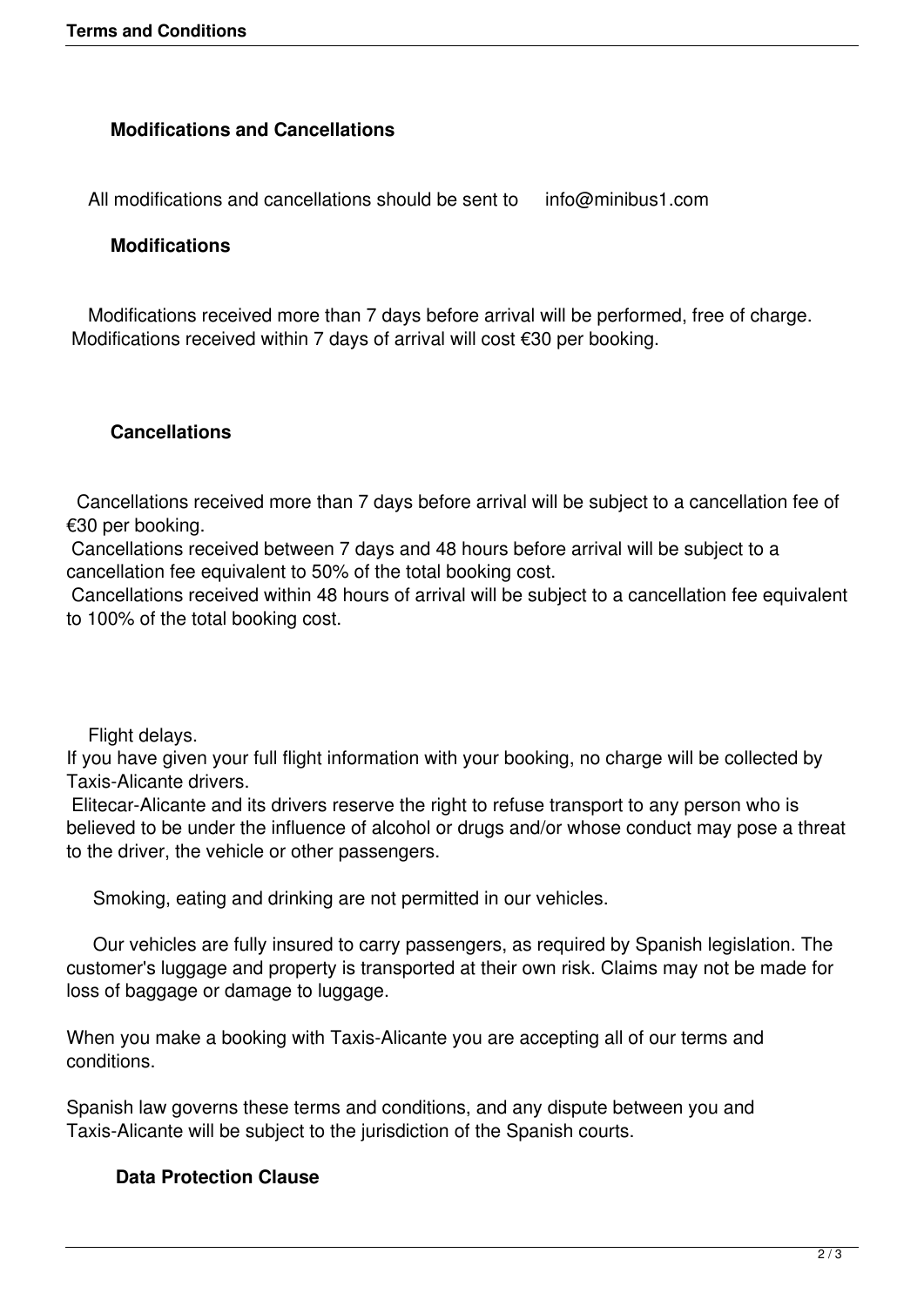### Modifications and Cancellations

All modifications and cancellations should be sent to info@minibus1.com

### Modifications

Modifications received more than 7 days before arrival will be performed, free of charge. Modifications received within 7 days of arrival will cost €30 per booking.

### Cancellations

Cancellations received more than 7 days before arrival will be subject to a cancellation fee of €30 per booking.
Cancellations received between 7 days and 48 hours before arrival will be subject to a cancellation fee equivalent to 50% of the total booking cost.
Cancellations received within 48 hours of arrival will be subject to a cancellation fee equivalent to 100% of the total booking cost.

Flight delays.
If you have given your full flight information with your booking, no charge will be collected by Taxis-Alicante drivers.
Elitecar-Alicante and its drivers reserve the right to refuse transport to any person who is believed to be under the influence of alcohol or drugs and/or whose conduct may pose a threat to the driver, the vehicle or other passengers.

Smoking, eating and drinking are not permitted in our vehicles.

Our vehicles are fully insured to carry passengers, as required by Spanish legislation. The customer's luggage and property is transported at their own risk. Claims may not be made for loss of baggage or damage to luggage.

When you make a booking with Taxis-Alicante you are accepting all of our terms and conditions.

Spanish law governs these terms and conditions, and any dispute between you and Taxis-Alicante will be subject to the jurisdiction of the Spanish courts.

### Data Protection Clause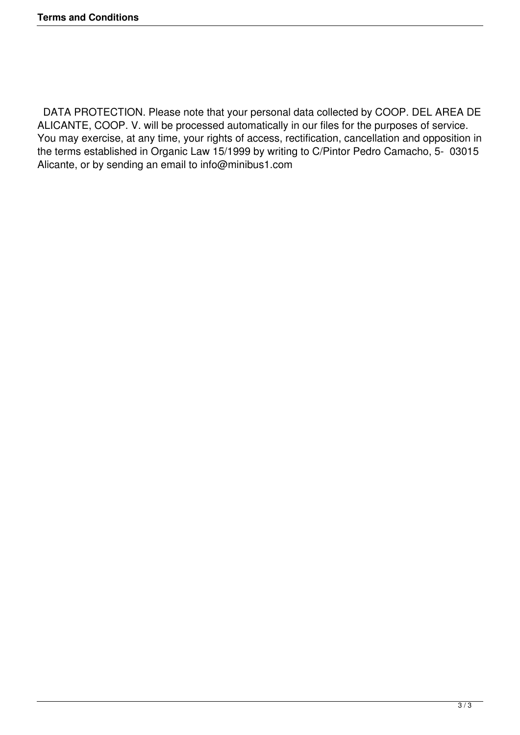DATA PROTECTION. Please note that your personal data collected by COOP. DEL AREA DE ALICANTE, COOP. V. will be processed automatically in our files for the purposes of service. You may exercise, at any time, your rights of access, rectification, cancellation and opposition in the terms established in Organic Law 15/1999 by writing to C/Pintor Pedro Camacho, 5- 03015 Alicante, or by sending an email to info@minibus1.com